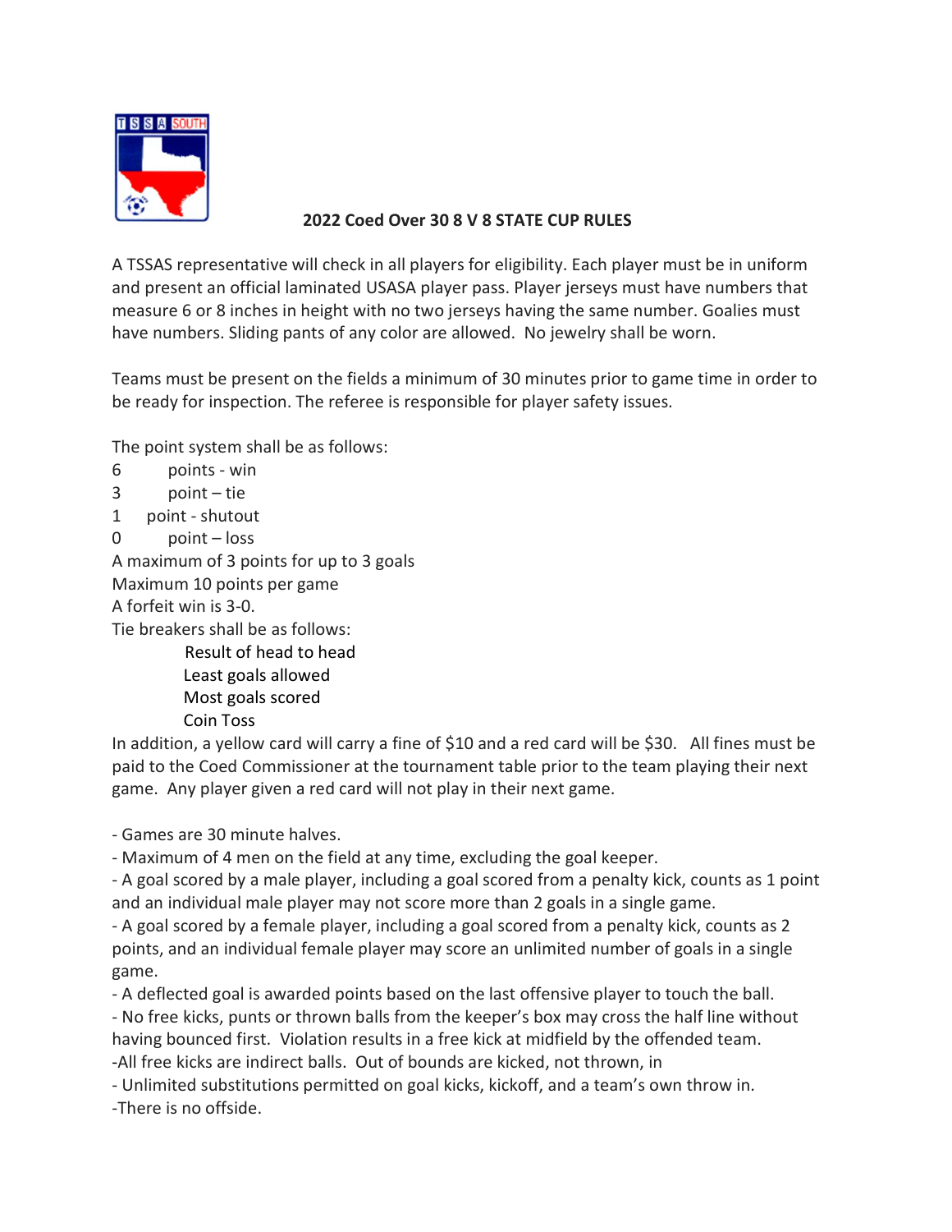# 2022 Coed Over 30 8 V 8 STATE CUP RULES

A TSSAS representative will check in all players for eligibility. Each player must be in uniform and present an official laminated USASA player pass. Player jerseys must have numbers that measure 6 or 8 inches in height with no two jerseys having the same number. Goalies must have numbers. Sliding pants of any color are allowed. No jewelry shall be worn.

Teams must be present on the fields a minimum of 30 minutes prior to game time in order to be ready for inspection. The referee is responsible for player safety issues.

The point system shall be as follows:

6 points - win  
3 point – tie  
1 point - shutout  
0 point – loss  
A maximum of 3 points for up to 3 goals  
Maximum 10 points per game  
A forfeit win is 3-0.  
Tie breakers shall be as follows:

- Result of head to head
- Least goals allowed
- Most goals scored
- Coin Toss

In addition, a yellow card will carry a fine of $10 and a red card will be $30. All fines must be paid to the Coed Commissioner at the tournament table prior to the team playing their next game. Any player given a red card will not play in their next game.

- Games are 30 minute halves.
- Maximum of 4 men on the field at any time, excluding the goal keeper.
- A goal scored by a male player, including a goal scored from a penalty kick, counts as 1 point and an individual male player may not score more than 2 goals in a single game.
- A goal scored by a female player, including a goal scored from a penalty kick, counts as 2 points, and an individual female player may score an unlimited number of goals in a single game.
- A deflected goal is awarded points based on the last offensive player to touch the ball.
- No free kicks, punts or thrown balls from the keeper's box may cross the half line without having bounced first. Violation results in a free kick at midfield by the offended team.
- All free kicks are indirect balls. Out of bounds are kicked, not thrown, in
- Unlimited substitutions permitted on goal kicks, kickoff, and a team's own throw in.
- There is no offside.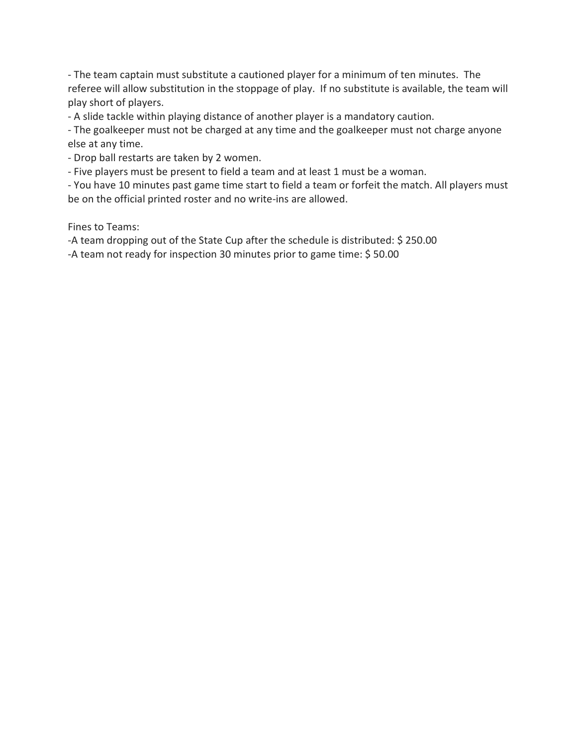- The team captain must substitute a cautioned player for a minimum of ten minutes. The referee will allow substitution in the stoppage of play. If no substitute is available, the team will play short of players.
- A slide tackle within playing distance of another player is a mandatory caution.
- The goalkeeper must not be charged at any time and the goalkeeper must not charge anyone else at any time.
- Drop ball restarts are taken by 2 women.
- Five players must be present to field a team and at least 1 must be a woman.
- You have 10 minutes past game time start to field a team or forfeit the match. All players must be on the official printed roster and no write-ins are allowed.

Fines to Teams:

-A team dropping out of the State Cup after the schedule is distributed: $ 250.00

-A team not ready for inspection 30 minutes prior to game time: $ 50.00